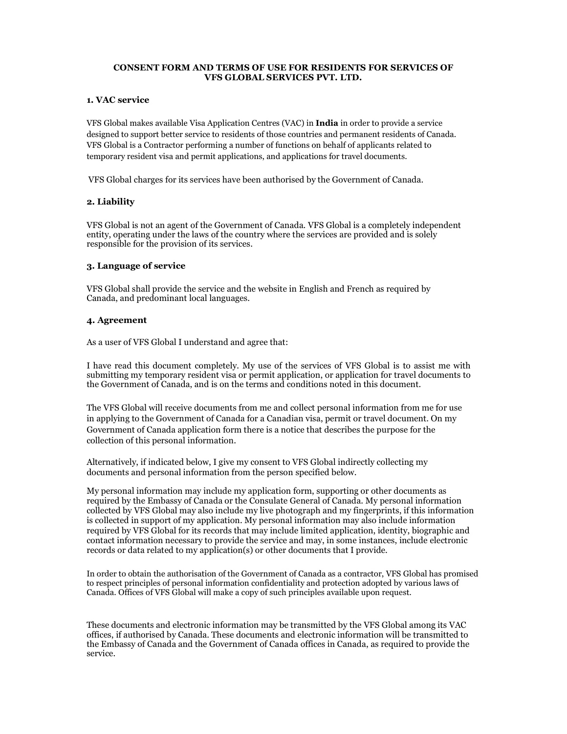# CONSENT FORM AND TERMS OF USE FOR RESIDENTS FOR SERVICES OF VFS GLOBAL SERVICES PVT. LTD.

## 1. VAC service

VFS Global makes available Visa Application Centres (VAC) in **India** in order to provide a service designed to support better service to residents of those countries and permanent residents of Canada. VFS Global is a Contractor performing a number of functions on behalf of applicants related to temporary resident visa and permit applications, and applications for travel documents.

VFS Global charges for its services have been authorised by the Government of Canada.

## 2. Liability

VFS Global is not an agent of the Government of Canada. VFS Global is a completely independent entity, operating under the laws of the country where the services are provided and is solely responsible for the provision of its services.

## 3. Language of service

VFS Global shall provide the service and the website in English and French as required by Canada, and predominant local languages.

## 4. Agreement

As a user of VFS Global I understand and agree that:

I have read this document completely. My use of the services of VFS Global is to assist me with submitting my temporary resident visa or permit application, or application for travel documents to the Government of Canada, and is on the terms and conditions noted in this document.

The VFS Global will receive documents from me and collect personal information from me for use in applying to the Government of Canada for a Canadian visa, permit or travel document. On my Government of Canada application form there is a notice that describes the purpose for the collection of this personal information.

Alternatively, if indicated below, I give my consent to VFS Global indirectly collecting my documents and personal information from the person specified below.

My personal information may include my application form, supporting or other documents as required by the Embassy of Canada or the Consulate General of Canada. My personal information collected by VFS Global may also include my live photograph and my fingerprints, if this information is collected in support of my application. My personal information may also include information required by VFS Global for its records that may include limited application, identity, biographic and contact information necessary to provide the service and may, in some instances, include electronic records or data related to my application(s) or other documents that I provide.

In order to obtain the authorisation of the Government of Canada as a contractor, VFS Global has promised to respect principles of personal information confidentiality and protection adopted by various laws of Canada. Offices of VFS Global will make a copy of such principles available upon request.

These documents and electronic information may be transmitted by the VFS Global among its VAC offices, if authorised by Canada. These documents and electronic information will be transmitted to the Embassy of Canada and the Government of Canada offices in Canada, as required to provide the service.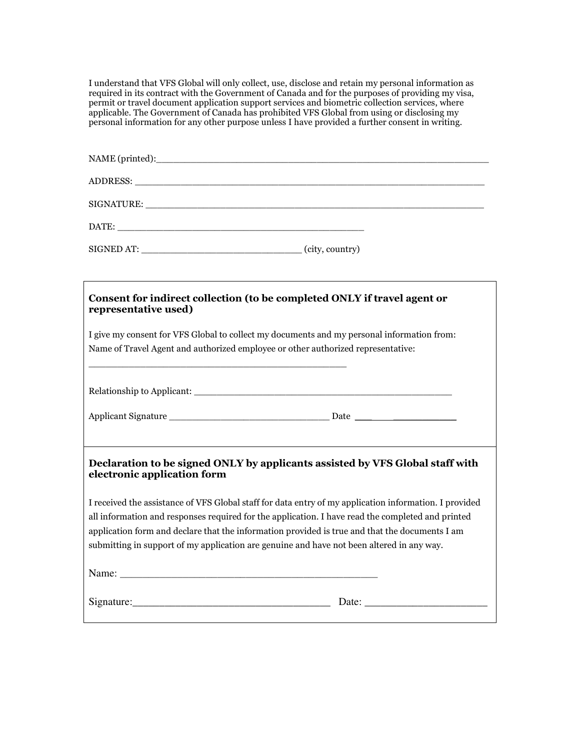I understand that VFS Global will only collect, use, disclose and retain my personal information as required in its contract with the Government of Canada and for the purposes of providing my visa, permit or travel document application support services and biometric collection services, where applicable. The Government of Canada has prohibited VFS Global from using or disclosing my personal information for any other purpose unless I have provided a further consent in writing.

NAME (printed):_______________________________________________________________

ADDRESS: ____________________________________________________________________

SIGNATURE: __________________________________________________________________

DATE: ___________________________________________

SIGNED AT: ____________________________ (city, country)

**Consent for indirect collection (to be completed ONLY if travel agent or representative used)**

I give my consent for VFS Global to collect my documents and my personal information from:
Name of Travel Agent and authorized employee or other authorized representative:

_____________________________________________

Relationship to Applicant: _____________________________________________

Applicant Signature ____________________________ Date ________________

**Declaration to be signed ONLY by applicants assisted by VFS Global staff with electronic application form**

I received the assistance of VFS Global staff for data entry of my application information. I provided all information and responses required for the application. I have read the completed and printed application form and declare that the information provided is true and that the documents I am submitting in support of my application are genuine and have not been altered in any way.

Name: _____________________________________________

Signature:________________________________ Date: ____________________